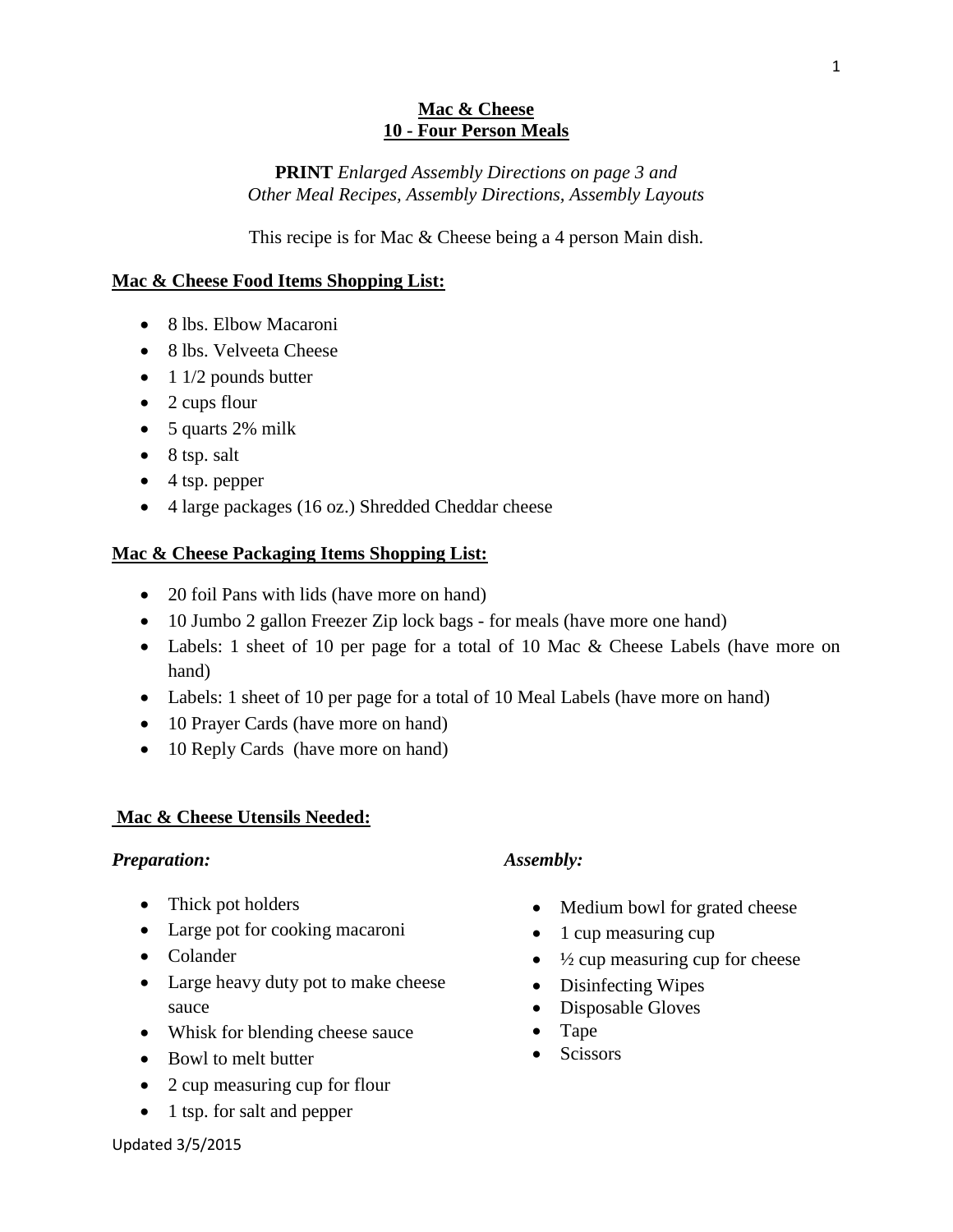# Mac & Cheese
## 10 - Four Person Meals

**PRINT** *Enlarged Assembly Directions on page 3 and Other Meal Recipes, Assembly Directions, Assembly Layouts*

This recipe is for Mac & Cheese being a 4 person Main dish.

**Mac & Cheese Food Items Shopping List:**

- 8 lbs. Elbow Macaroni
- 8 lbs. Velveeta Cheese
- 1 1/2 pounds butter
- 2 cups flour
- 5 quarts 2% milk
- 8 tsp. salt
- 4 tsp. pepper
- 4 large packages (16 oz.) Shredded Cheddar cheese

**Mac & Cheese Packaging Items Shopping List:**

- 20 foil Pans with lids (have more on hand)
- 10 Jumbo 2 gallon Freezer Zip lock bags - for meals (have more one hand)
- Labels: 1 sheet of 10 per page for a total of 10 Mac & Cheese Labels (have more on hand)
- Labels: 1 sheet of 10 per page for a total of 10 Meal Labels (have more on hand)
- 10 Prayer Cards (have more on hand)
- 10 Reply Cards (have more on hand)

**Mac & Cheese Utensils Needed:**

***Preparation:***

- Thick pot holders
- Large pot for cooking macaroni
- Colander
- Large heavy duty pot to make cheese sauce
- Whisk for blending cheese sauce
- Bowl to melt butter
- 2 cup measuring cup for flour
- 1 tsp. for salt and pepper

***Assembly:***

- Medium bowl for grated cheese
- 1 cup measuring cup
- ½ cup measuring cup for cheese
- Disinfecting Wipes
- Disposable Gloves
- Tape
- Scissors

Updated 3/5/2015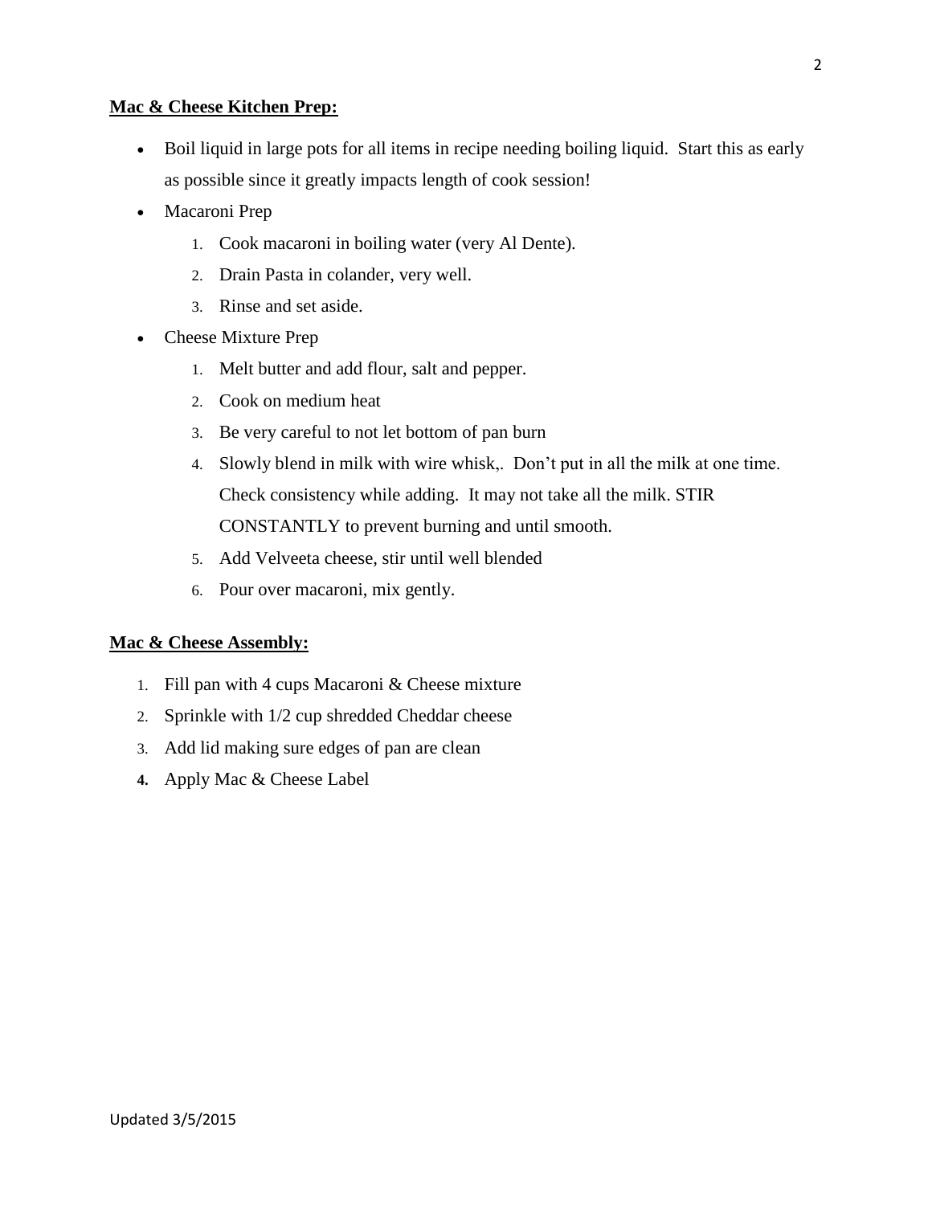**Mac & Cheese Kitchen Prep:**

- Boil liquid in large pots for all items in recipe needing boiling liquid. Start this as early as possible since it greatly impacts length of cook session!
- Macaroni Prep
    1. Cook macaroni in boiling water (very Al Dente).
    2. Drain Pasta in colander, very well.
    3. Rinse and set aside.
- Cheese Mixture Prep
    1. Melt butter and add flour, salt and pepper.
    2. Cook on medium heat
    3. Be very careful to not let bottom of pan burn
    4. Slowly blend in milk with wire whisk,. Don't put in all the milk at one time. Check consistency while adding. It may not take all the milk. STIR CONSTANTLY to prevent burning and until smooth.
    5. Add Velveeta cheese, stir until well blended
    6. Pour over macaroni, mix gently.

**Mac & Cheese Assembly:**

1. Fill pan with 4 cups Macaroni & Cheese mixture
2. Sprinkle with 1/2 cup shredded Cheddar cheese
3. Add lid making sure edges of pan are clean
4. Apply Mac & Cheese Label

Updated 3/5/2015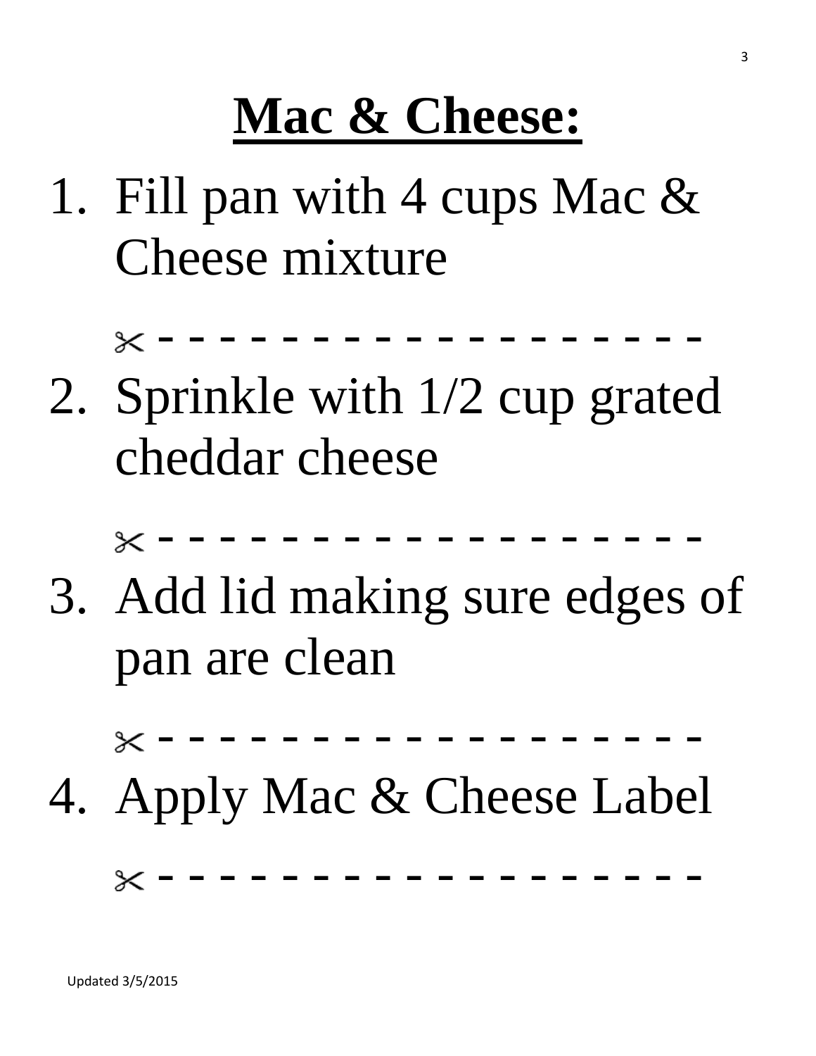# Mac & Cheese:

1. Fill pan with 4 cups Mac & Cheese mixture

   ✂ - - - - - - - - - - - - - - - - - - - -

2. Sprinkle with 1/2 cup grated cheddar cheese

   ✂ - - - - - - - - - - - - - - - - - - - -

3. Add lid making sure edges of pan are clean

   ✂ - - - - - - - - - - - - - - - - - - - -

4. Apply Mac & Cheese Label

   ✂ - - - - - - - - - - - - - - - - - - - -

Updated 3/5/2015